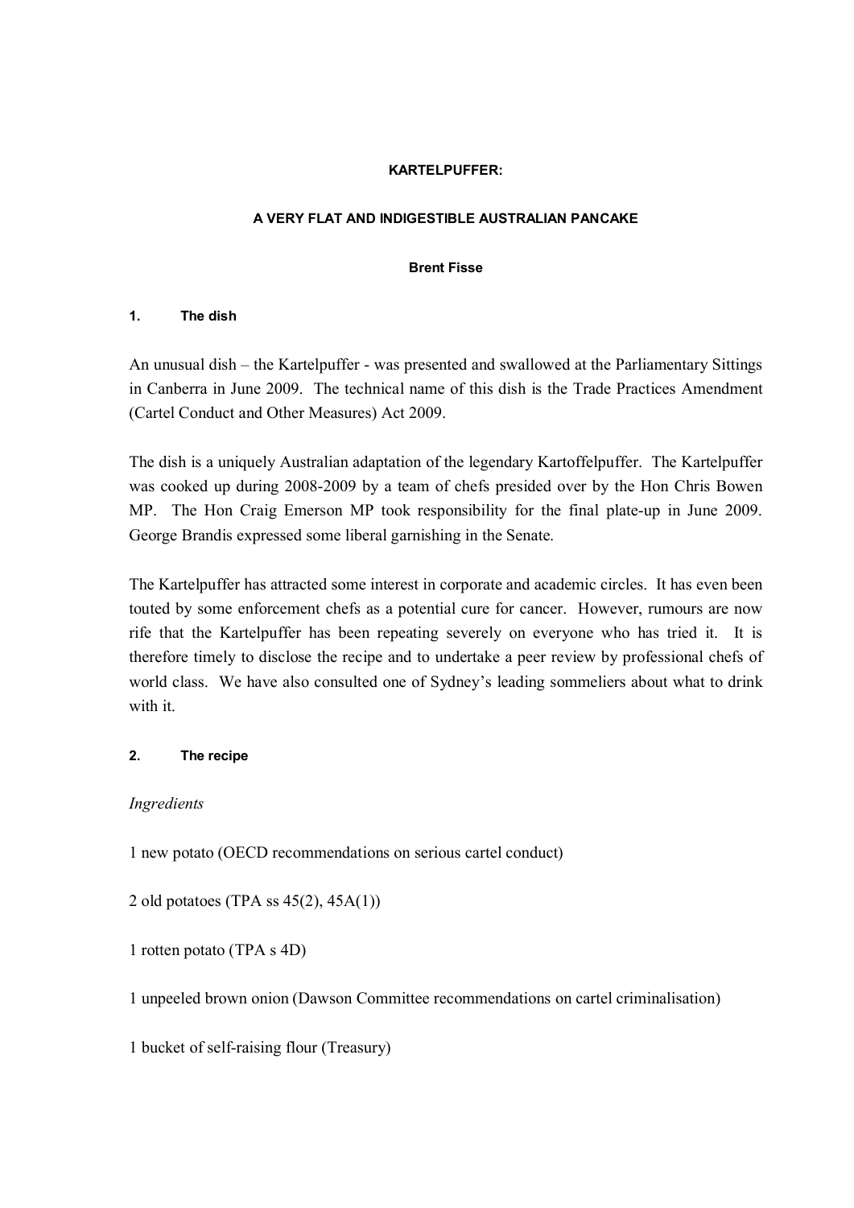**KARTELPUFFER:**

**A VERY FLAT AND INDIGESTIBLE AUSTRALIAN PANCAKE**

**Brent Fisse**

## 1. The dish

An unusual dish – the Kartelpuffer - was presented and swallowed at the Parliamentary Sittings in Canberra in June 2009. The technical name of this dish is the Trade Practices Amendment (Cartel Conduct and Other Measures) Act 2009.

The dish is a uniquely Australian adaptation of the legendary Kartoffelpuffer. The Kartelpuffer was cooked up during 2008-2009 by a team of chefs presided over by the Hon Chris Bowen MP. The Hon Craig Emerson MP took responsibility for the final plate-up in June 2009. George Brandis expressed some liberal garnishing in the Senate.

The Kartelpuffer has attracted some interest in corporate and academic circles. It has even been touted by some enforcement chefs as a potential cure for cancer. However, rumours are now rife that the Kartelpuffer has been repeating severely on everyone who has tried it. It is therefore timely to disclose the recipe and to undertake a peer review by professional chefs of world class. We have also consulted one of Sydney's leading sommeliers about what to drink with it.

## 2. The recipe

*Ingredients*

1 new potato (OECD recommendations on serious cartel conduct)

2 old potatoes (TPA ss 45(2), 45A(1))

1 rotten potato (TPA s 4D)

1 unpeeled brown onion (Dawson Committee recommendations on cartel criminalisation)

1 bucket of self-raising flour (Treasury)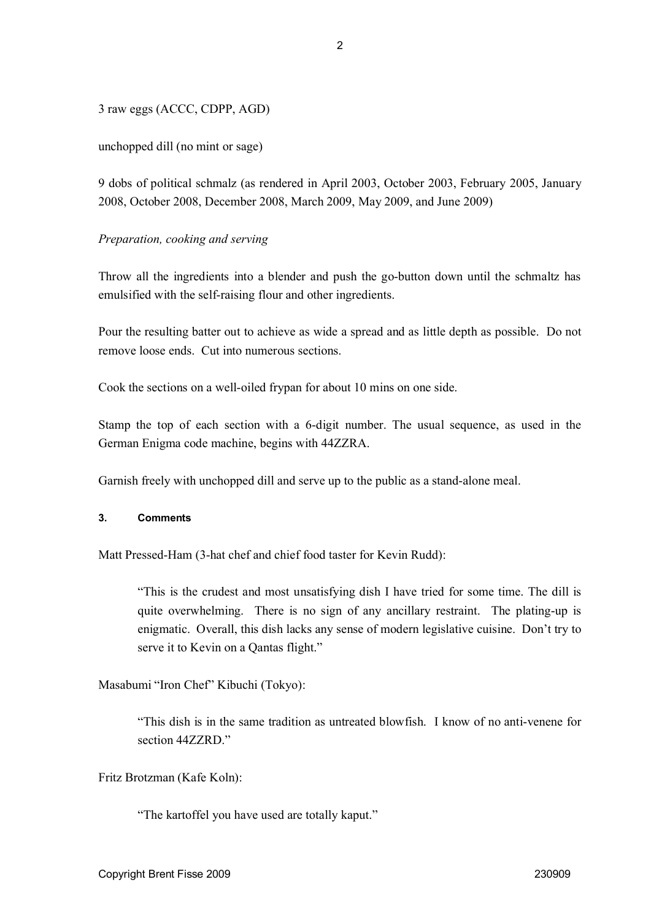3 raw eggs (ACCC, CDPP, AGD)

unchopped dill (no mint or sage)

9 dobs of political schmalz (as rendered in April 2003, October 2003, February 2005, January 2008, October 2008, December 2008, March 2009, May 2009, and June 2009)

*Preparation, cooking and serving*

Throw all the ingredients into a blender and push the go-button down until the schmaltz has emulsified with the self-raising flour and other ingredients.

Pour the resulting batter out to achieve as wide a spread and as little depth as possible. Do not remove loose ends. Cut into numerous sections.

Cook the sections on a well-oiled frypan for about 10 mins on one side.

Stamp the top of each section with a 6-digit number. The usual sequence, as used in the German Enigma code machine, begins with 44ZZRA.

Garnish freely with unchopped dill and serve up to the public as a stand-alone meal.

### 3. Comments

Matt Pressed-Ham (3-hat chef and chief food taster for Kevin Rudd):

> "This is the crudest and most unsatisfying dish I have tried for some time. The dill is quite overwhelming. There is no sign of any ancillary restraint. The plating-up is enigmatic. Overall, this dish lacks any sense of modern legislative cuisine. Don't try to serve it to Kevin on a Qantas flight."

Masabumi "Iron Chef" Kibuchi (Tokyo):

> "This dish is in the same tradition as untreated blowfish. I know of no anti-venene for section 44ZZRD."

Fritz Brotzman (Kafe Koln):

> "The kartoffel you have used are totally kaput."

Copyright Brent Fisse 2009 230909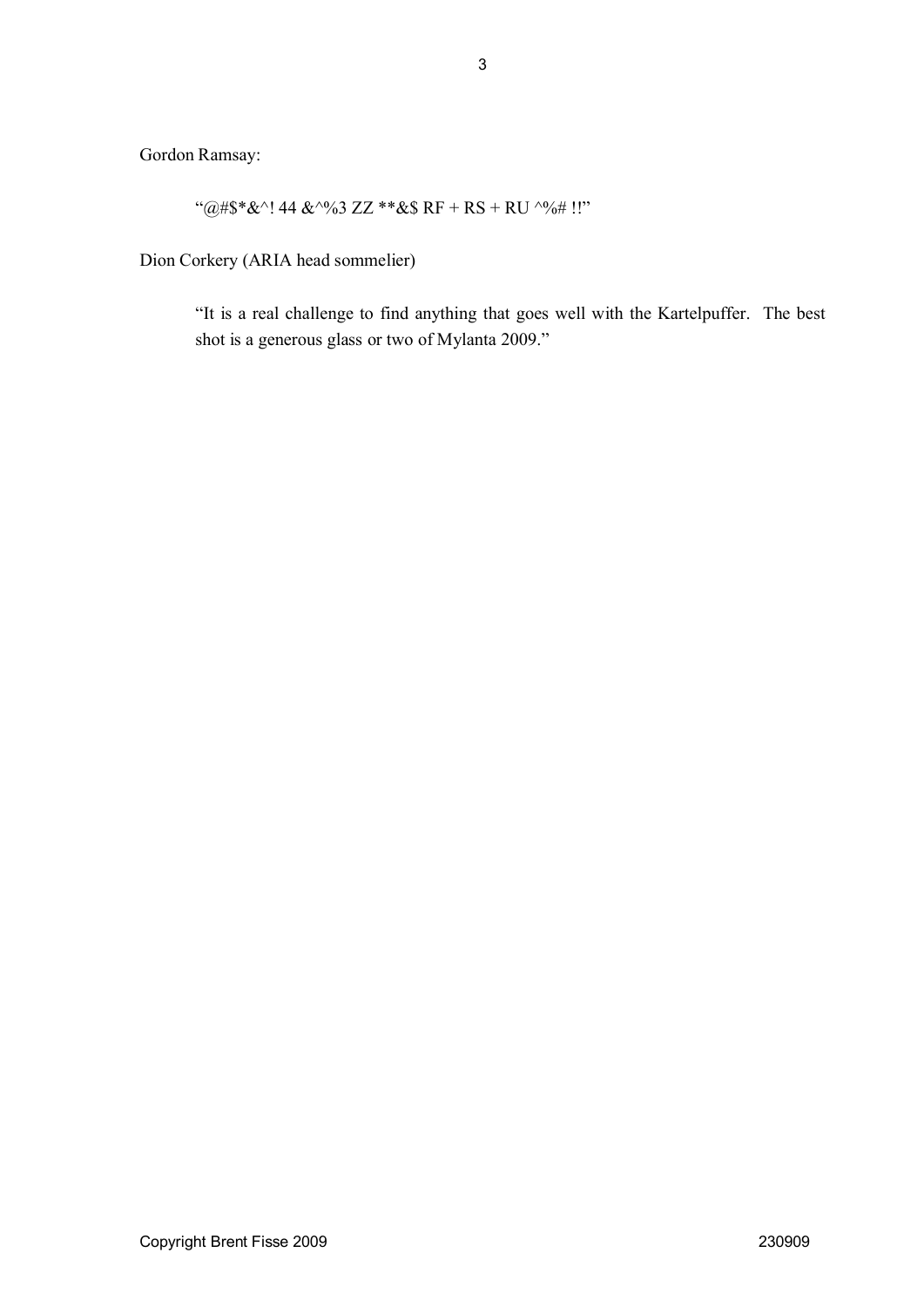Gordon Ramsay:

> "@#$*&^! 44 &^%3 ZZ **&$ RF + RS + RU ^%# !!"

Dion Corkery (ARIA head sommelier)

> "It is a real challenge to find anything that goes well with the Kartelpuffer. The best shot is a generous glass or two of Mylanta 2009."

Copyright Brent Fisse 2009 230909